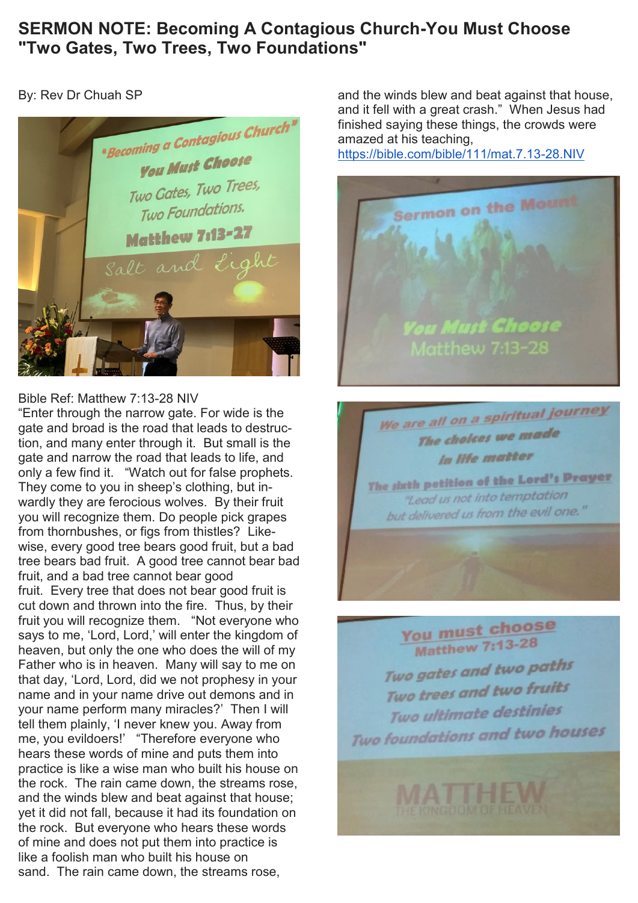# SERMON NOTE: Becoming A Contagious Church-You Must Choose "Two Gates, Two Trees, Two Foundations"

By: Rev Dr Chuah SP

Bible Ref: Matthew 7:13-28 NIV

"Enter through the narrow gate. For wide is the gate and broad is the road that leads to destruction, and many enter through it. But small is the gate and narrow the road that leads to life, and only a few find it. "Watch out for false prophets. They come to you in sheep's clothing, but inwardly they are ferocious wolves. By their fruit you will recognize them. Do people pick grapes from thornbushes, or figs from thistles? Likewise, every good tree bears good fruit, but a bad tree bears bad fruit. A good tree cannot bear bad fruit, and a bad tree cannot bear good fruit. Every tree that does not bear good fruit is cut down and thrown into the fire. Thus, by their fruit you will recognize them. "Not everyone who says to me, 'Lord, Lord,' will enter the kingdom of heaven, but only the one who does the will of my Father who is in heaven. Many will say to me on that day, 'Lord, Lord, did we not prophesy in your name and in your name drive out demons and in your name perform many miracles?' Then I will tell them plainly, 'I never knew you. Away from me, you evildoers!' "Therefore everyone who hears these words of mine and puts them into practice is like a wise man who built his house on the rock. The rain came down, the streams rose, and the winds blew and beat against that house; yet it did not fall, because it had its foundation on the rock. But everyone who hears these words of mine and does not put them into practice is like a foolish man who built his house on sand. The rain came down, the streams rose, and the winds blew and beat against that house, and it fell with a great crash." When Jesus had finished saying these things, the crowds were amazed at his teaching,

https://bible.com/bible/111/mat.7.13-28.NIV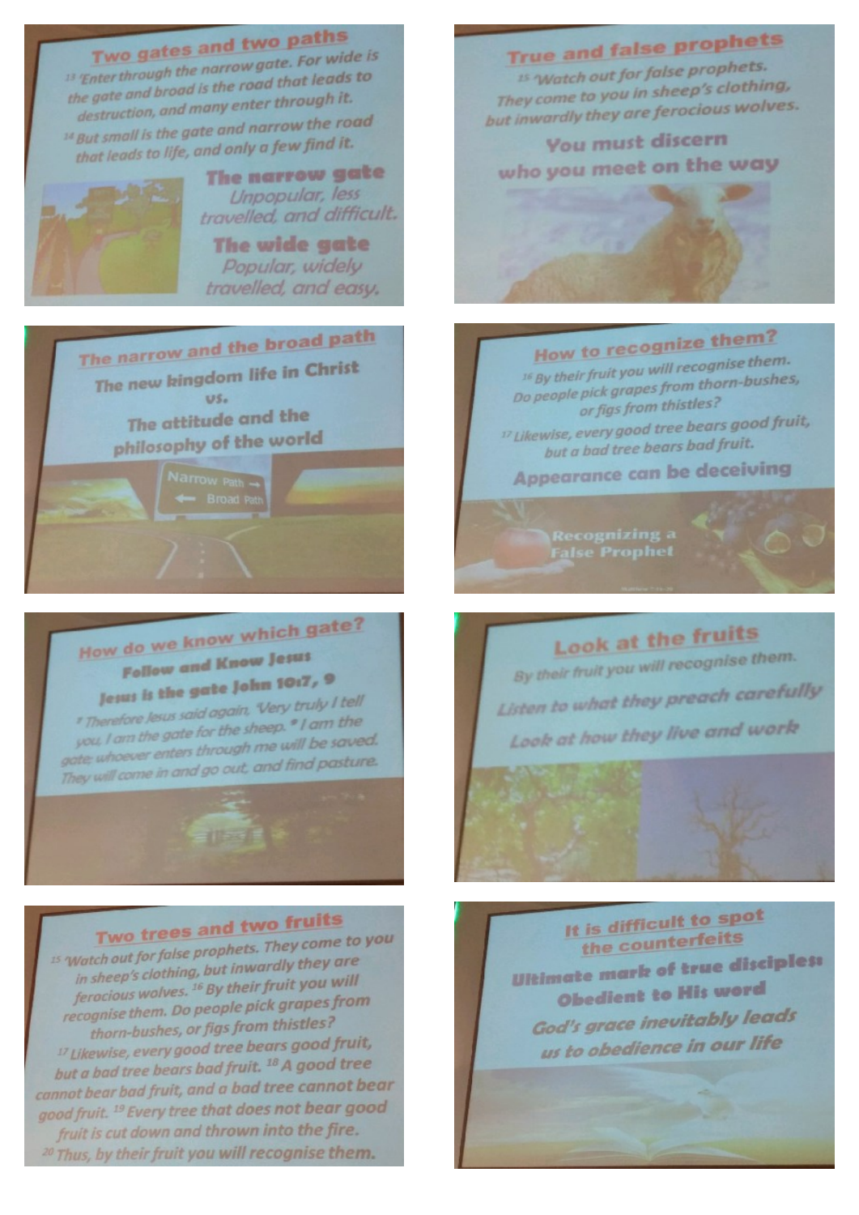## Two gates and two paths

[13] 'Enter through the narrow gate. For wide is the gate and broad is the road that leads to destruction, and many enter through it.

[14] But small is the gate and narrow the road that leads to life, and only a few find it.

**The narrow gate**
Unpopular, less travelled, and difficult.

**The wide gate**
Popular, widely travelled, and easy.

## True and false prophets

[15] 'Watch out for false prophets. They come to you in sheep's clothing, but inwardly they are ferocious wolves.

**You must discern who you meet on the way**

## The narrow and the broad path

**The new kingdom life in Christ**
**vs.**
**The attitude and the philosophy of the world**

Narrow Path →
← Broad Path

## How to recognize them?

[16] By their fruit you will recognise them. Do people pick grapes from thorn-bushes, or figs from thistles?

[17] Likewise, every good tree bears good fruit, but a bad tree bears bad fruit.

**Appearance can be deceiving**

Recognizing a False Prophet

## How do we know which gate?

**Follow and Know Jesus**

**Jesus is the gate John 10:7, 9**

[7] Therefore Jesus said again, 'Very truly I tell you, I am the gate for the sheep. [9] I am the gate; whoever enters through me will be saved. They will come in and go out, and find pasture.

## Look at the fruits

By their fruit you will recognise them.

*Listen to what they preach carefully*

*Look at how they live and work*

## Two trees and two fruits

[15] 'Watch out for false prophets. They come to you in sheep's clothing, but inwardly they are ferocious wolves. [16] By their fruit you will recognise them. Do people pick grapes from thorn-bushes, or figs from thistles? [17] Likewise, every good tree bears good fruit, but a bad tree bears bad fruit. [18] A good tree cannot bear bad fruit, and a bad tree cannot bear good fruit. [19] Every tree that does not bear good fruit is cut down and thrown into the fire. [20] Thus, by their fruit you will recognise them.

## It is difficult to spot the counterfeits

**Ultimate mark of true disciples:**
**Obedient to His word**

*God's grace inevitably leads us to obedience in our life*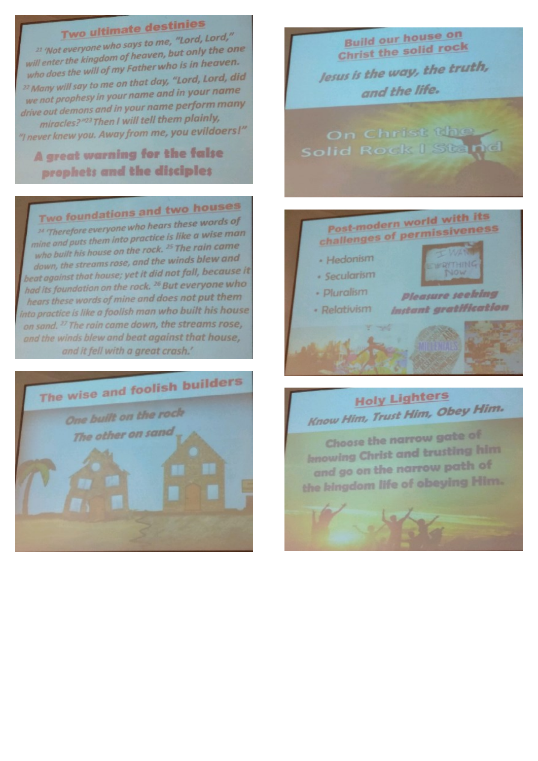## Two ultimate destinies

*[21] 'Not everyone who says to me, "Lord, Lord," will enter the kingdom of heaven, but only the one who does the will of my Father who is in heaven. [22] Many will say to me on that day, "Lord, Lord, did we not prophesy in your name and in your name drive out demons and in your name perform many miracles?" [23] Then I will tell them plainly, "I never knew you. Away from me, you evildoers!"*

**A great warning for the false prophets and the disciples**

## Two foundations and two houses

*[24] 'Therefore everyone who hears these words of mine and puts them into practice is like a wise man who built his house on the rock. [25] The rain came down, the streams rose, and the winds blew and beat against that house; yet it did not fall, because it had its foundation on the rock. [26] But everyone who hears these words of mine and does not put them into practice is like a foolish man who built his house on sand. [27] The rain came down, the streams rose, and the winds blew and beat against that house, and it fell with a great crash.'*

## The wise and foolish builders

*One built on the rock*

*The other on sand*

## Build our house on Christ the solid rock

*Jesus is the way, the truth, and the life.*

On Christ the Solid Rock I Stand

## Post-modern world with its challenges of permissiveness

- Hedonism
- Secularism
- Pluralism
- Relativism

I WANT EVERYTHING NOW

**Pleasure seeking instant gratification**

MILLENIALS

## Holy Lighters

*Know Him, Trust Him, Obey Him.*

**Choose the narrow gate of knowing Christ and trusting him and go on the narrow path of the kingdom life of obeying Him.**